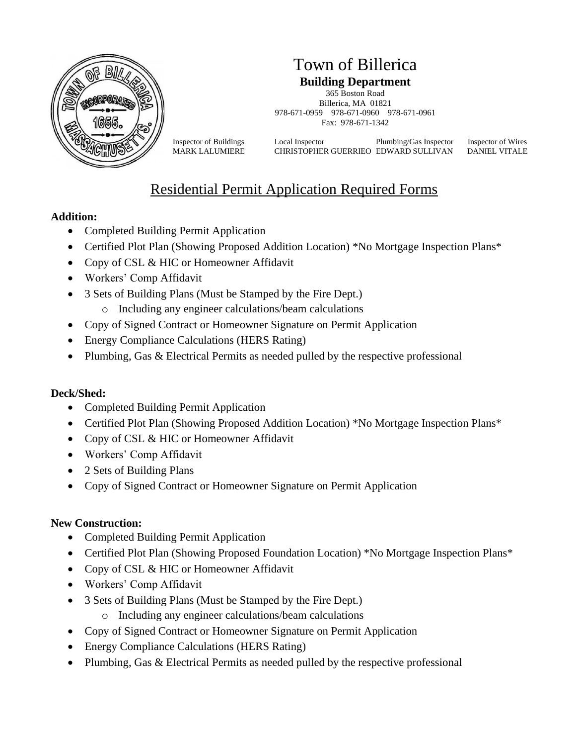# Town of Billerica

**Building Department**

365 Boston Road
Billerica, MA 01821
978-671-0959 978-671-0960 978-671-0961
Fax: 978-671-1342

| Inspector of Buildings | Local Inspector | Plumbing/Gas Inspector | Inspector of Wires |
|---|---|---|---|
| MARK LALUMIERE | CHRISTOPHER GUERRIEO | EDWARD SULLIVAN | DANIEL VITALE |

## Residential Permit Application Required Forms

**Addition:**

- Completed Building Permit Application
- Certified Plot Plan (Showing Proposed Addition Location) *No Mortgage Inspection Plans*
- Copy of CSL & HIC or Homeowner Affidavit
- Workers' Comp Affidavit
- 3 Sets of Building Plans (Must be Stamped by the Fire Dept.)
  - Including any engineer calculations/beam calculations
- Copy of Signed Contract or Homeowner Signature on Permit Application
- Energy Compliance Calculations (HERS Rating)
- Plumbing, Gas & Electrical Permits as needed pulled by the respective professional

**Deck/Shed:**

- Completed Building Permit Application
- Certified Plot Plan (Showing Proposed Addition Location) *No Mortgage Inspection Plans*
- Copy of CSL & HIC or Homeowner Affidavit
- Workers' Comp Affidavit
- 2 Sets of Building Plans
- Copy of Signed Contract or Homeowner Signature on Permit Application

**New Construction:**

- Completed Building Permit Application
- Certified Plot Plan (Showing Proposed Foundation Location) *No Mortgage Inspection Plans*
- Copy of CSL & HIC or Homeowner Affidavit
- Workers' Comp Affidavit
- 3 Sets of Building Plans (Must be Stamped by the Fire Dept.)
  - Including any engineer calculations/beam calculations
- Copy of Signed Contract or Homeowner Signature on Permit Application
- Energy Compliance Calculations (HERS Rating)
- Plumbing, Gas & Electrical Permits as needed pulled by the respective professional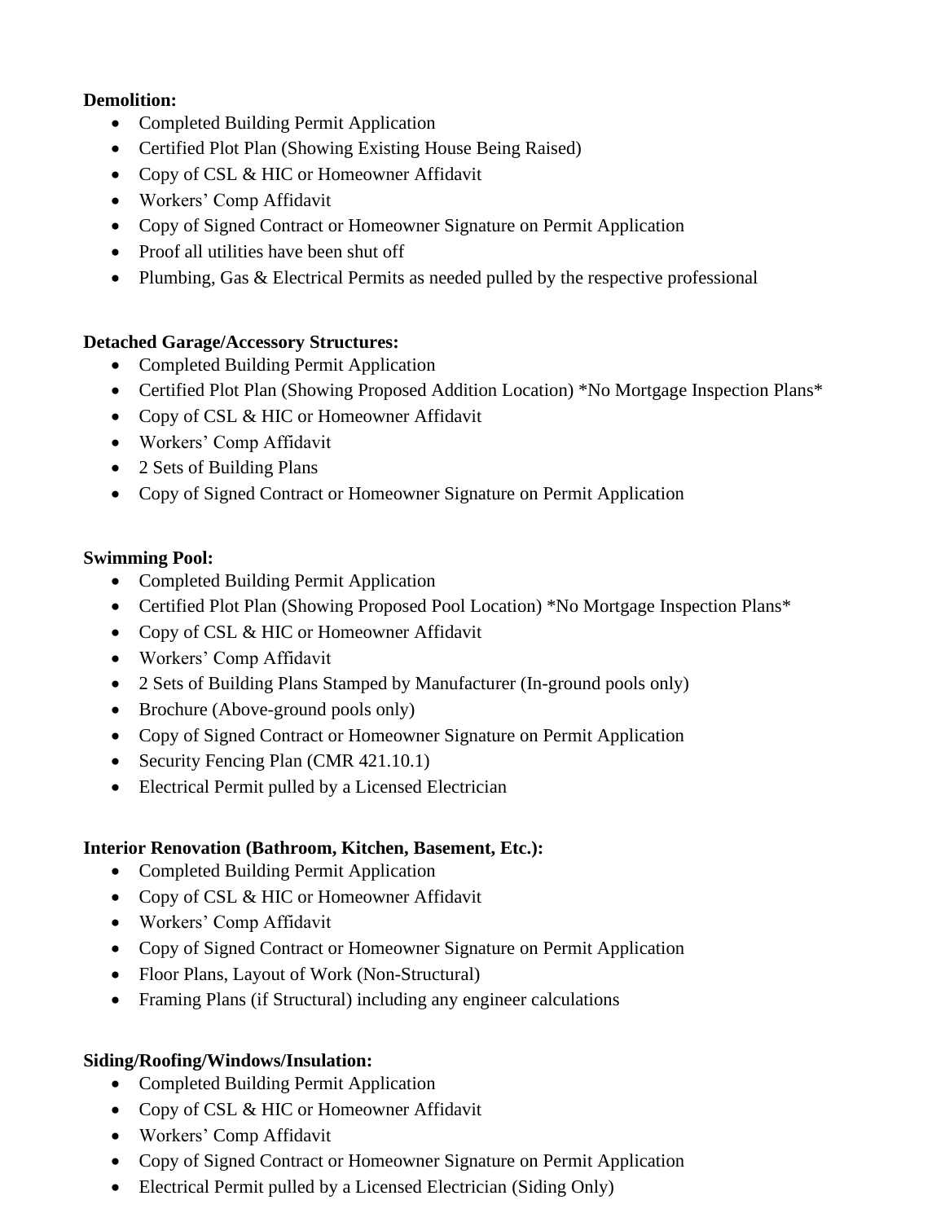**Demolition:**

- Completed Building Permit Application
- Certified Plot Plan (Showing Existing House Being Raised)
- Copy of CSL & HIC or Homeowner Affidavit
- Workers' Comp Affidavit
- Copy of Signed Contract or Homeowner Signature on Permit Application
- Proof all utilities have been shut off
- Plumbing, Gas & Electrical Permits as needed pulled by the respective professional

**Detached Garage/Accessory Structures:**

- Completed Building Permit Application
- Certified Plot Plan (Showing Proposed Addition Location) *No Mortgage Inspection Plans*
- Copy of CSL & HIC or Homeowner Affidavit
- Workers' Comp Affidavit
- 2 Sets of Building Plans
- Copy of Signed Contract or Homeowner Signature on Permit Application

**Swimming Pool:**

- Completed Building Permit Application
- Certified Plot Plan (Showing Proposed Pool Location) *No Mortgage Inspection Plans*
- Copy of CSL & HIC or Homeowner Affidavit
- Workers' Comp Affidavit
- 2 Sets of Building Plans Stamped by Manufacturer (In-ground pools only)
- Brochure (Above-ground pools only)
- Copy of Signed Contract or Homeowner Signature on Permit Application
- Security Fencing Plan (CMR 421.10.1)
- Electrical Permit pulled by a Licensed Electrician

**Interior Renovation (Bathroom, Kitchen, Basement, Etc.):**

- Completed Building Permit Application
- Copy of CSL & HIC or Homeowner Affidavit
- Workers' Comp Affidavit
- Copy of Signed Contract or Homeowner Signature on Permit Application
- Floor Plans, Layout of Work (Non-Structural)
- Framing Plans (if Structural) including any engineer calculations

**Siding/Roofing/Windows/Insulation:**

- Completed Building Permit Application
- Copy of CSL & HIC or Homeowner Affidavit
- Workers' Comp Affidavit
- Copy of Signed Contract or Homeowner Signature on Permit Application
- Electrical Permit pulled by a Licensed Electrician (Siding Only)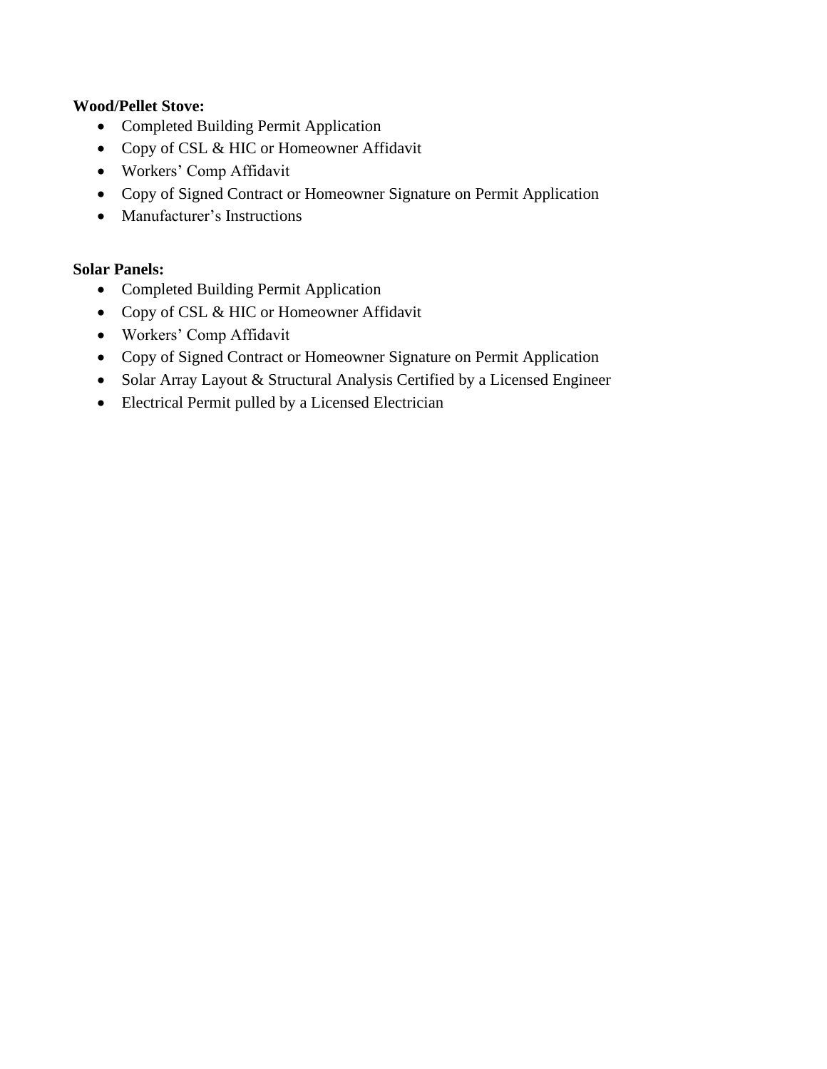**Wood/Pellet Stove:**

- Completed Building Permit Application
- Copy of CSL & HIC or Homeowner Affidavit
- Workers' Comp Affidavit
- Copy of Signed Contract or Homeowner Signature on Permit Application
- Manufacturer's Instructions

**Solar Panels:**

- Completed Building Permit Application
- Copy of CSL & HIC or Homeowner Affidavit
- Workers' Comp Affidavit
- Copy of Signed Contract or Homeowner Signature on Permit Application
- Solar Array Layout & Structural Analysis Certified by a Licensed Engineer
- Electrical Permit pulled by a Licensed Electrician